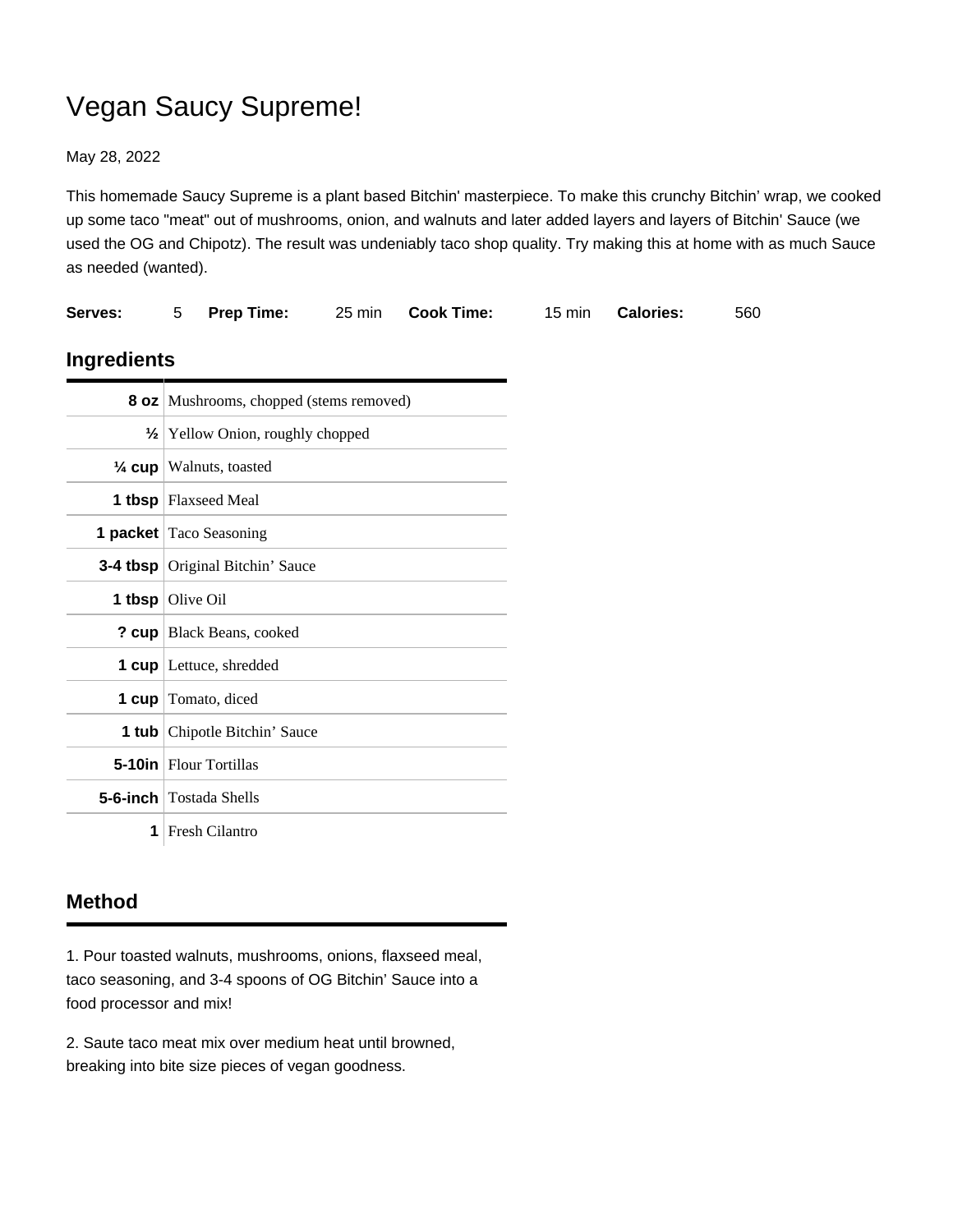# Vegan Saucy Supreme!

May 28, 2022

This homemade Saucy Supreme is a plant based Bitchin' masterpiece. To make this crunchy Bitchin' wrap, we cooked up some taco "meat" out of mushrooms, onion, and walnuts and later added layers and layers of Bitchin' Sauce (we used the OG and Chipotz). The result was undeniably taco shop quality. Try making this at home with as much Sauce as needed (wanted).

| **Serves:** | 5 | **Prep Time:** | 25 min | **Cook Time:** | 15 min | **Calories:** | 560 |
|---|---|---|---|---|---|---|---|

## Ingredients

| | |
|---|---|
| **8 oz** | Mushrooms, chopped (stems removed) |
| **½** | Yellow Onion, roughly chopped |
| **¼ cup** | Walnuts, toasted |
| **1 tbsp** | Flaxseed Meal |
| **1 packet** | Taco Seasoning |
| **3-4 tbsp** | Original Bitchin' Sauce |
| **1 tbsp** | Olive Oil |
| **? cup** | Black Beans, cooked |
| **1 cup** | Lettuce, shredded |
| **1 cup** | Tomato, diced |
| **1 tub** | Chipotle Bitchin' Sauce |
| **5-10in** | Flour Tortillas |
| **5-6-inch** | Tostada Shells |
| **1** | Fresh Cilantro |

## Method

1. Pour toasted walnuts, mushrooms, onions, flaxseed meal, taco seasoning, and 3-4 spoons of OG Bitchin' Sauce into a food processor and mix!

2. Saute taco meat mix over medium heat until browned, breaking into bite size pieces of vegan goodness.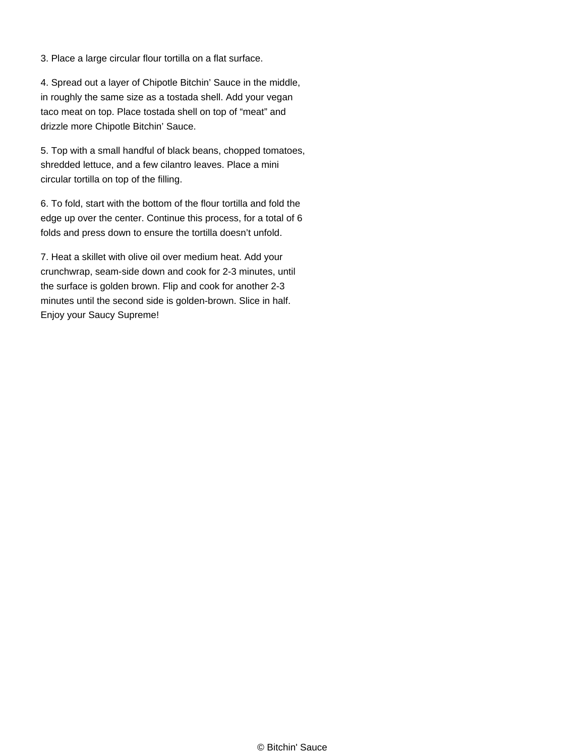3. Place a large circular flour tortilla on a flat surface.

4. Spread out a layer of Chipotle Bitchin’ Sauce in the middle, in roughly the same size as a tostada shell. Add your vegan taco meat on top. Place tostada shell on top of “meat” and drizzle more Chipotle Bitchin’ Sauce.

5. Top with a small handful of black beans, chopped tomatoes, shredded lettuce, and a few cilantro leaves. Place a mini circular tortilla on top of the filling.

6. To fold, start with the bottom of the flour tortilla and fold the edge up over the center. Continue this process, for a total of 6 folds and press down to ensure the tortilla doesn’t unfold.

7. Heat a skillet with olive oil over medium heat. Add your crunchwrap, seam-side down and cook for 2-3 minutes, until the surface is golden brown. Flip and cook for another 2-3 minutes until the second side is golden-brown. Slice in half. Enjoy your Saucy Supreme!

© Bitchin' Sauce